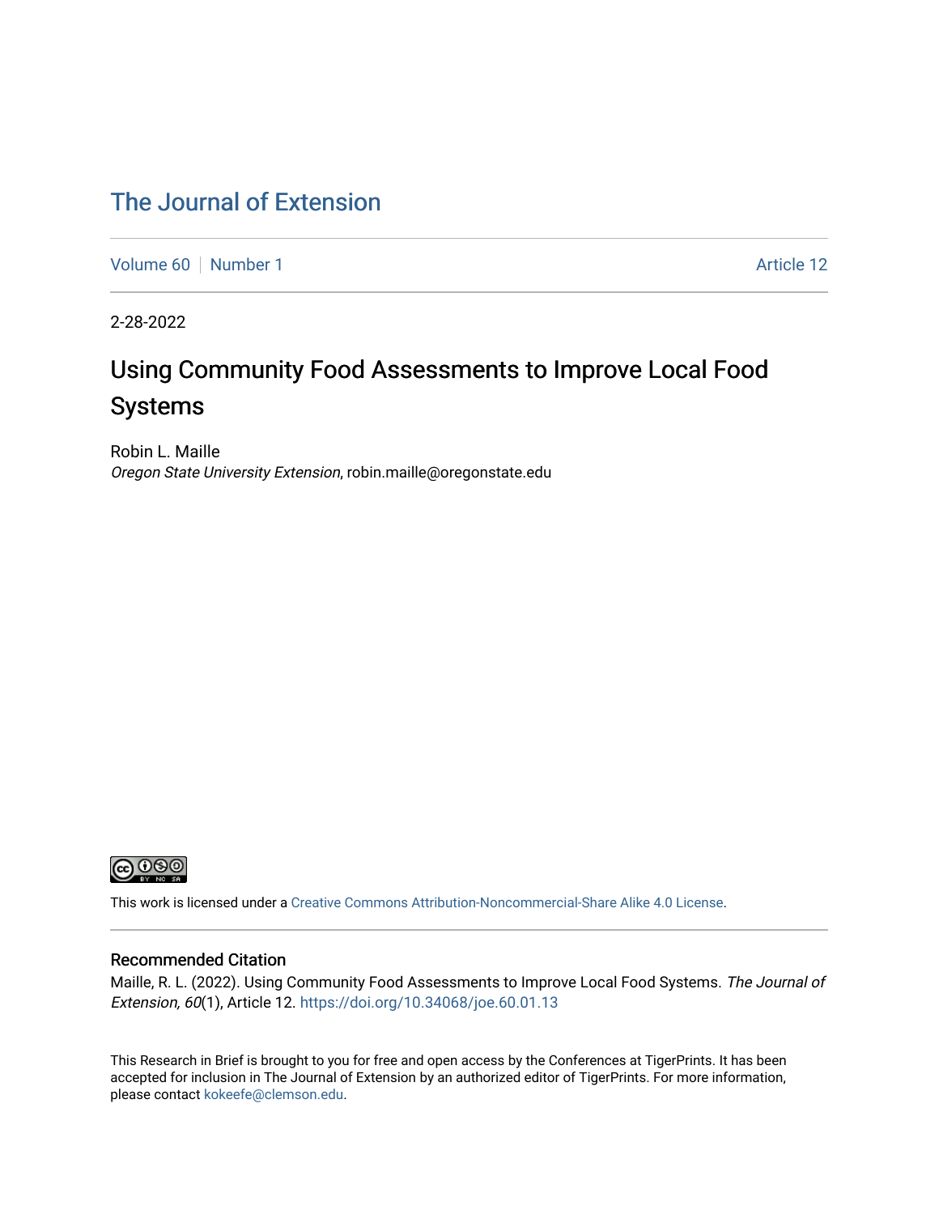The Journal of Extension

Volume 60 | Number 1 | Article 12

2-28-2022

# Using Community Food Assessments to Improve Local Food Systems

Robin L. Maille
*Oregon State University Extension*, robin.maille@oregonstate.edu

This work is licensed under a Creative Commons Attribution-Noncommercial-Share Alike 4.0 License.

## Recommended Citation

Maille, R. L. (2022). Using Community Food Assessments to Improve Local Food Systems. *The Journal of Extension, 60*(1), Article 12. https://doi.org/10.34068/joe.60.01.13

This Research in Brief is brought to you for free and open access by the Conferences at TigerPrints. It has been accepted for inclusion in The Journal of Extension by an authorized editor of TigerPrints. For more information, please contact kokeefe@clemson.edu.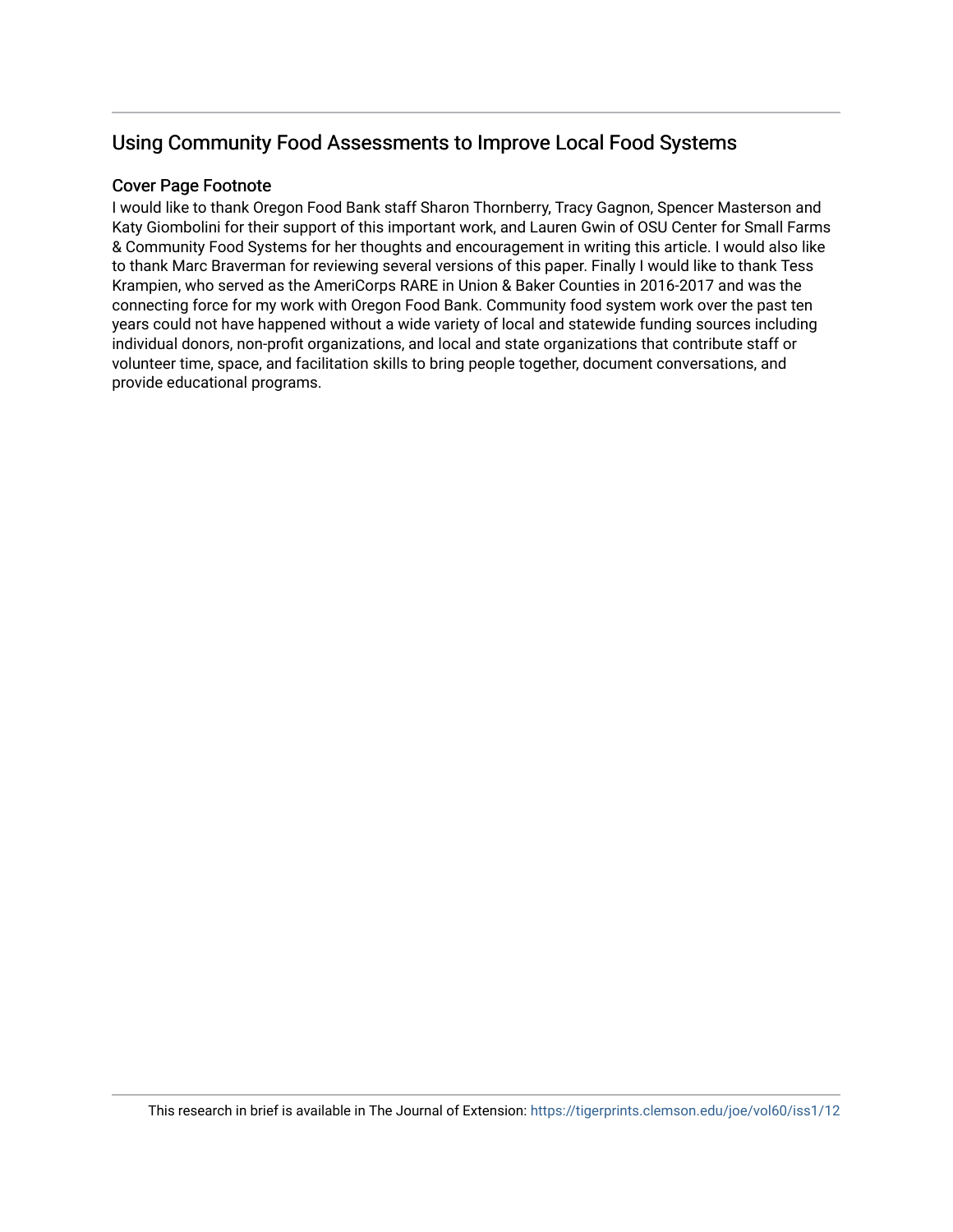## Using Community Food Assessments to Improve Local Food Systems

### Cover Page Footnote

I would like to thank Oregon Food Bank staff Sharon Thornberry, Tracy Gagnon, Spencer Masterson and Katy Giombolini for their support of this important work, and Lauren Gwin of OSU Center for Small Farms & Community Food Systems for her thoughts and encouragement in writing this article. I would also like to thank Marc Braverman for reviewing several versions of this paper. Finally I would like to thank Tess Krampien, who served as the AmeriCorps RARE in Union & Baker Counties in 2016-2017 and was the connecting force for my work with Oregon Food Bank. Community food system work over the past ten years could not have happened without a wide variety of local and statewide funding sources including individual donors, non-profit organizations, and local and state organizations that contribute staff or volunteer time, space, and facilitation skills to bring people together, document conversations, and provide educational programs.

This research in brief is available in The Journal of Extension: https://tigerprints.clemson.edu/joe/vol60/iss1/12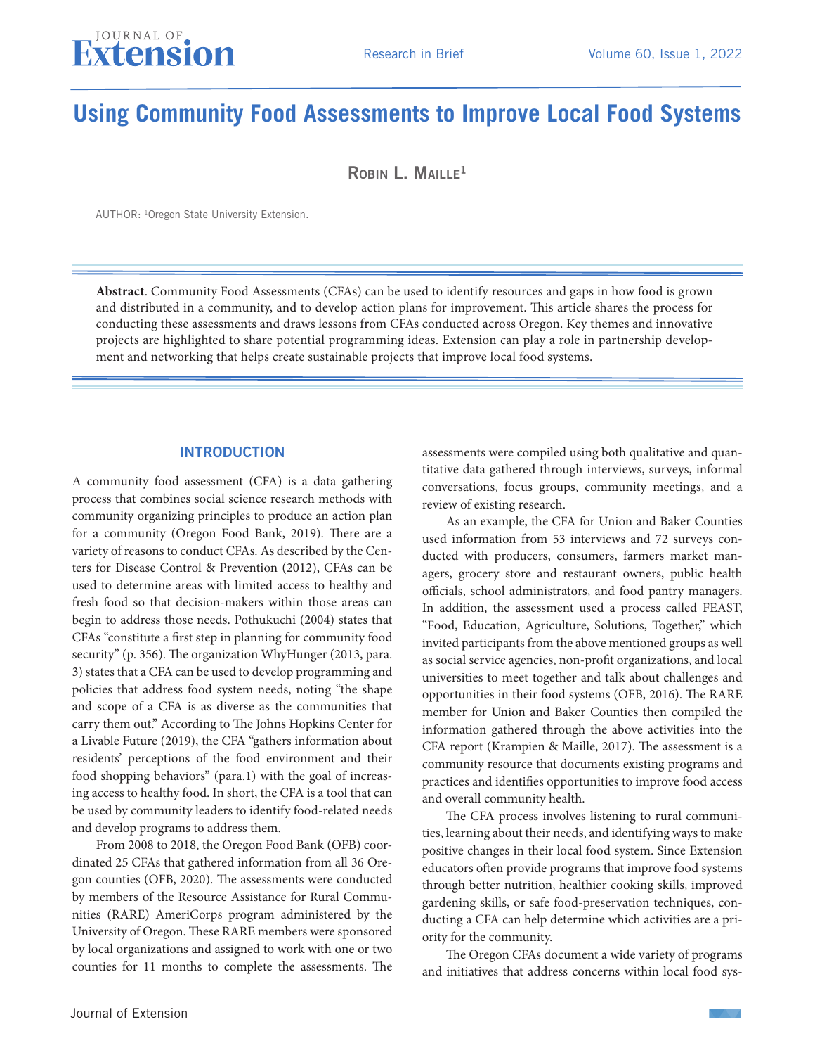# Using Community Food Assessments to Improve Local Food Systems

**Robin L. Maille**[1]

AUTHOR: [1]Oregon State University Extension.

**Abstract**. Community Food Assessments (CFAs) can be used to identify resources and gaps in how food is grown and distributed in a community, and to develop action plans for improvement. This article shares the process for conducting these assessments and draws lessons from CFAs conducted across Oregon. Key themes and innovative projects are highlighted to share potential programming ideas. Extension can play a role in partnership development and networking that helps create sustainable projects that improve local food systems.

## INTRODUCTION

A community food assessment (CFA) is a data gathering process that combines social science research methods with community organizing principles to produce an action plan for a community (Oregon Food Bank, 2019). There are a variety of reasons to conduct CFAs. As described by the Centers for Disease Control & Prevention (2012), CFAs can be used to determine areas with limited access to healthy and fresh food so that decision-makers within those areas can begin to address those needs. Pothukuchi (2004) states that CFAs "constitute a first step in planning for community food security" (p. 356). The organization WhyHunger (2013, para. 3) states that a CFA can be used to develop programming and policies that address food system needs, noting "the shape and scope of a CFA is as diverse as the communities that carry them out." According to The Johns Hopkins Center for a Livable Future (2019), the CFA "gathers information about residents' perceptions of the food environment and their food shopping behaviors" (para.1) with the goal of increasing access to healthy food. In short, the CFA is a tool that can be used by community leaders to identify food-related needs and develop programs to address them.

From 2008 to 2018, the Oregon Food Bank (OFB) coordinated 25 CFAs that gathered information from all 36 Oregon counties (OFB, 2020). The assessments were conducted by members of the Resource Assistance for Rural Communities (RARE) AmeriCorps program administered by the University of Oregon. These RARE members were sponsored by local organizations and assigned to work with one or two counties for 11 months to complete the assessments. The assessments were compiled using both qualitative and quantitative data gathered through interviews, surveys, informal conversations, focus groups, community meetings, and a review of existing research.

As an example, the CFA for Union and Baker Counties used information from 53 interviews and 72 surveys conducted with producers, consumers, farmers market managers, grocery store and restaurant owners, public health officials, school administrators, and food pantry managers. In addition, the assessment used a process called FEAST, "Food, Education, Agriculture, Solutions, Together," which invited participants from the above mentioned groups as well as social service agencies, non-profit organizations, and local universities to meet together and talk about challenges and opportunities in their food systems (OFB, 2016). The RARE member for Union and Baker Counties then compiled the information gathered through the above activities into the CFA report (Krampien & Maille, 2017). The assessment is a community resource that documents existing programs and practices and identifies opportunities to improve food access and overall community health.

The CFA process involves listening to rural communities, learning about their needs, and identifying ways to make positive changes in their local food system. Since Extension educators often provide programs that improve food systems through better nutrition, healthier cooking skills, improved gardening skills, or safe food-preservation techniques, conducting a CFA can help determine which activities are a priority for the community.

The Oregon CFAs document a wide variety of programs and initiatives that address concerns within local food sys-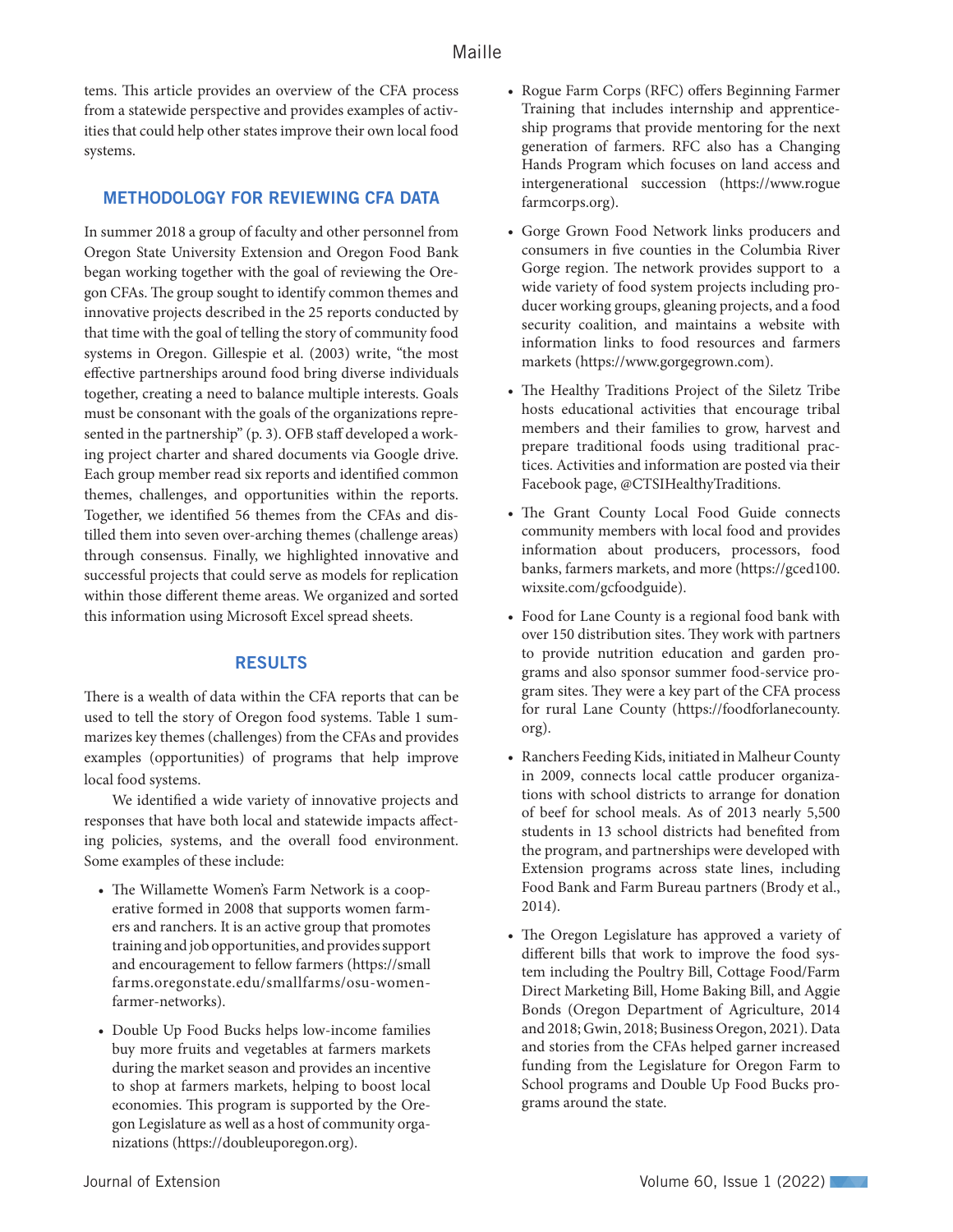tems. This article provides an overview of the CFA process from a statewide perspective and provides examples of activities that could help other states improve their own local food systems.

## METHODOLOGY FOR REVIEWING CFA DATA

In summer 2018 a group of faculty and other personnel from Oregon State University Extension and Oregon Food Bank began working together with the goal of reviewing the Oregon CFAs. The group sought to identify common themes and innovative projects described in the 25 reports conducted by that time with the goal of telling the story of community food systems in Oregon. Gillespie et al. (2003) write, "the most effective partnerships around food bring diverse individuals together, creating a need to balance multiple interests. Goals must be consonant with the goals of the organizations represented in the partnership" (p. 3). OFB staff developed a working project charter and shared documents via Google drive. Each group member read six reports and identified common themes, challenges, and opportunities within the reports. Together, we identified 56 themes from the CFAs and distilled them into seven over-arching themes (challenge areas) through consensus. Finally, we highlighted innovative and successful projects that could serve as models for replication within those different theme areas. We organized and sorted this information using Microsoft Excel spread sheets.

## RESULTS

There is a wealth of data within the CFA reports that can be used to tell the story of Oregon food systems. Table 1 summarizes key themes (challenges) from the CFAs and provides examples (opportunities) of programs that help improve local food systems.

We identified a wide variety of innovative projects and responses that have both local and statewide impacts affecting policies, systems, and the overall food environment. Some examples of these include:

- The Willamette Women's Farm Network is a cooperative formed in 2008 that supports women farmers and ranchers. It is an active group that promotes training and job opportunities, and provides support and encouragement to fellow farmers (https://smallfarms.oregonstate.edu/smallfarms/osu-women-farmer-networks).
- Double Up Food Bucks helps low-income families buy more fruits and vegetables at farmers markets during the market season and provides an incentive to shop at farmers markets, helping to boost local economies. This program is supported by the Oregon Legislature as well as a host of community organizations (https://doubleuporegon.org).
- Rogue Farm Corps (RFC) offers Beginning Farmer Training that includes internship and apprenticeship programs that provide mentoring for the next generation of farmers. RFC also has a Changing Hands Program which focuses on land access and intergenerational succession (https://www.roguefarmcorps.org).
- Gorge Grown Food Network links producers and consumers in five counties in the Columbia River Gorge region. The network provides support to a wide variety of food system projects including producer working groups, gleaning projects, and a food security coalition, and maintains a website with information links to food resources and farmers markets (https://www.gorgegrown.com).
- The Healthy Traditions Project of the Siletz Tribe hosts educational activities that encourage tribal members and their families to grow, harvest and prepare traditional foods using traditional practices. Activities and information are posted via their Facebook page, @CTSIHealthyTraditions.
- The Grant County Local Food Guide connects community members with local food and provides information about producers, processors, food banks, farmers markets, and more (https://gced100.wixsite.com/gcfoodguide).
- Food for Lane County is a regional food bank with over 150 distribution sites. They work with partners to provide nutrition education and garden programs and also sponsor summer food-service program sites. They were a key part of the CFA process for rural Lane County (https://foodforlanecounty.org).
- Ranchers Feeding Kids, initiated in Malheur County in 2009, connects local cattle producer organizations with school districts to arrange for donation of beef for school meals. As of 2013 nearly 5,500 students in 13 school districts had benefited from the program, and partnerships were developed with Extension programs across state lines, including Food Bank and Farm Bureau partners (Brody et al., 2014).
- The Oregon Legislature has approved a variety of different bills that work to improve the food system including the Poultry Bill, Cottage Food/Farm Direct Marketing Bill, Home Baking Bill, and Aggie Bonds (Oregon Department of Agriculture, 2014 and 2018; Gwin, 2018; Business Oregon, 2021). Data and stories from the CFAs helped garner increased funding from the Legislature for Oregon Farm to School programs and Double Up Food Bucks programs around the state.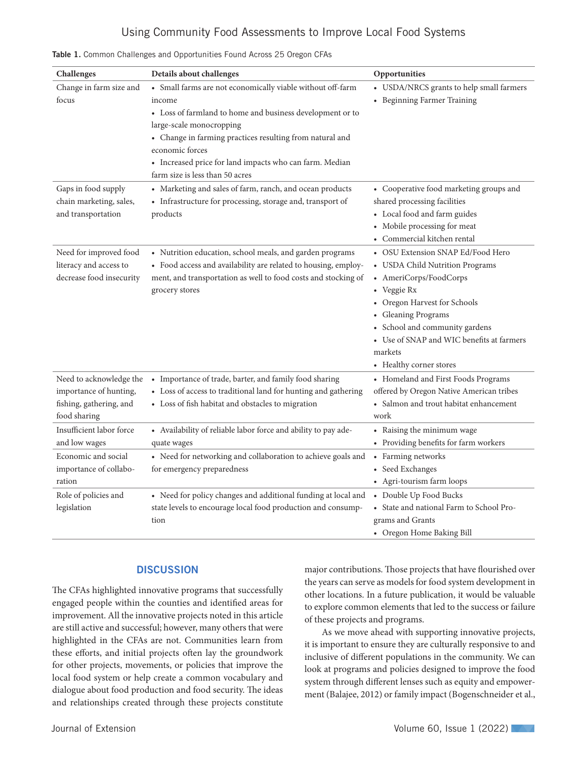**Table 1.** Common Challenges and Opportunities Found Across 25 Oregon CFAs

| Challenges | Details about challenges | Opportunities |
|---|---|---|
| Change in farm size and focus | • Small farms are not economically viable without off-farm income<br>• Loss of farmland to home and business development or to large-scale monocropping<br>• Change in farming practices resulting from natural and economic forces<br>• Increased price for land impacts who can farm. Median farm size is less than 50 acres | • USDA/NRCS grants to help small farmers<br>• Beginning Farmer Training |
| Gaps in food supply chain marketing, sales, and transportation | • Marketing and sales of farm, ranch, and ocean products<br>• Infrastructure for processing, storage and, transport of products | • Cooperative food marketing groups and shared processing facilities<br>• Local food and farm guides<br>• Mobile processing for meat<br>• Commercial kitchen rental |
| Need for improved food literacy and access to decrease food insecurity | • Nutrition education, school meals, and garden programs<br>• Food access and availability are related to housing, employment, and transportation as well to food costs and stocking of grocery stores | • OSU Extension SNAP Ed/Food Hero<br>• USDA Child Nutrition Programs<br>• AmeriCorps/FoodCorps<br>• Veggie Rx<br>• Oregon Harvest for Schools<br>• Gleaning Programs<br>• School and community gardens<br>• Use of SNAP and WIC benefits at farmers markets<br>• Healthy corner stores |
| Need to acknowledge the importance of hunting, fishing, gathering, and food sharing | • Importance of trade, barter, and family food sharing<br>• Loss of access to traditional land for hunting and gathering<br>• Loss of fish habitat and obstacles to migration | • Homeland and First Foods Programs offered by Oregon Native American tribes<br>• Salmon and trout habitat enhancement work |
| Insufficient labor force and low wages | • Availability of reliable labor force and ability to pay adequate wages | • Raising the minimum wage<br>• Providing benefits for farm workers |
| Economic and social importance of collaboration | • Need for networking and collaboration to achieve goals and for emergency preparedness | • Farming networks<br>• Seed Exchanges<br>• Agri-tourism farm loops |
| Role of policies and legislation | • Need for policy changes and additional funding at local and state levels to encourage local food production and consumption | • Double Up Food Bucks<br>• State and national Farm to School Programs and Grants<br>• Oregon Home Baking Bill |

## DISCUSSION

The CFAs highlighted innovative programs that successfully engaged people within the counties and identified areas for improvement. All the innovative projects noted in this article are still active and successful; however, many others that were highlighted in the CFAs are not. Communities learn from these efforts, and initial projects often lay the groundwork for other projects, movements, or policies that improve the local food system or help create a common vocabulary and dialogue about food production and food security. The ideas and relationships created through these projects constitute major contributions. Those projects that have flourished over the years can serve as models for food system development in other locations. In a future publication, it would be valuable to explore common elements that led to the success or failure of these projects and programs.

As we move ahead with supporting innovative projects, it is important to ensure they are culturally responsive to and inclusive of different populations in the community. We can look at programs and policies designed to improve the food system through different lenses such as equity and empowerment (Balajee, 2012) or family impact (Bogenschneider et al.,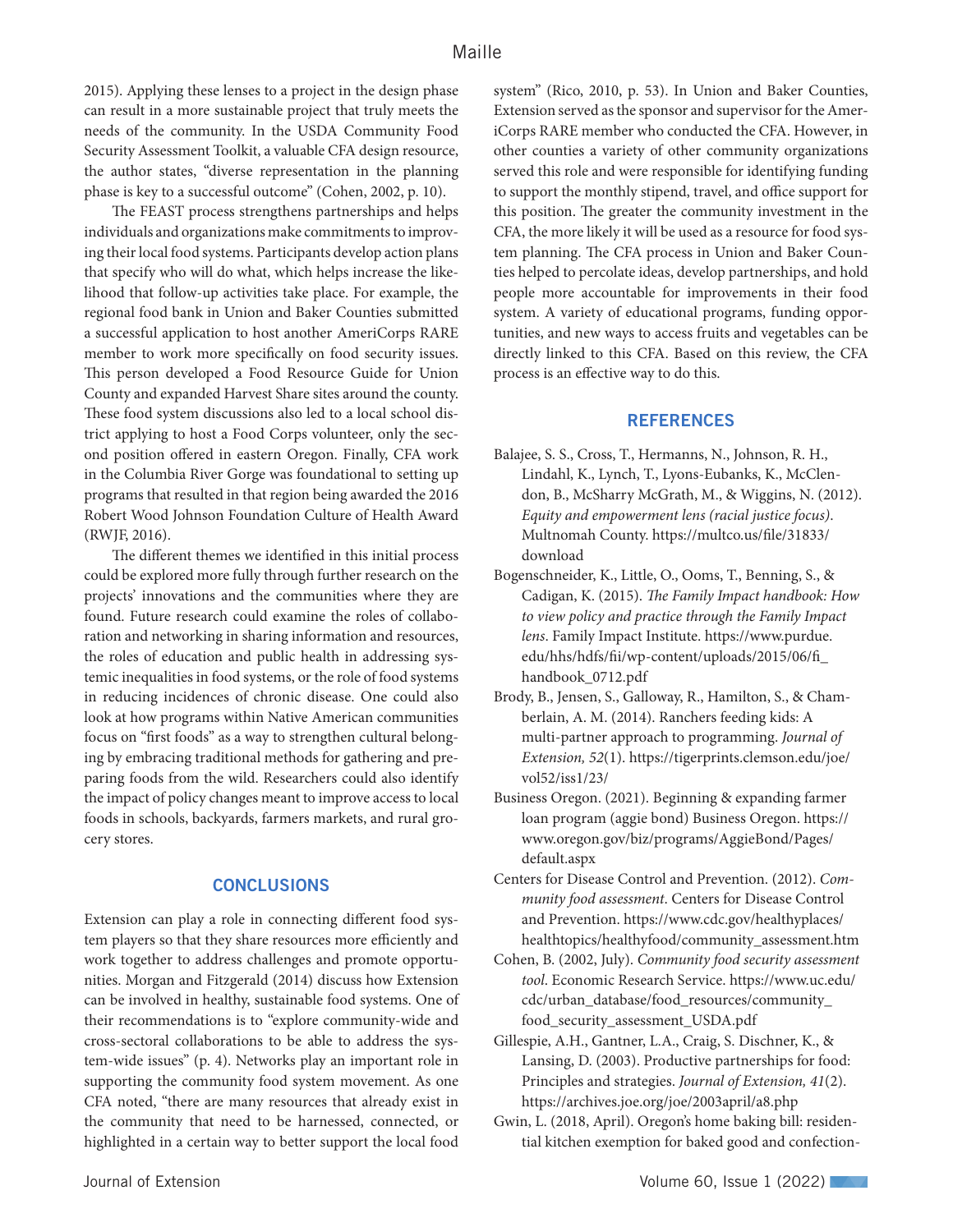2015). Applying these lenses to a project in the design phase can result in a more sustainable project that truly meets the needs of the community. In the USDA Community Food Security Assessment Toolkit, a valuable CFA design resource, the author states, "diverse representation in the planning phase is key to a successful outcome" (Cohen, 2002, p. 10).

The FEAST process strengthens partnerships and helps individuals and organizations make commitments to improving their local food systems. Participants develop action plans that specify who will do what, which helps increase the likelihood that follow-up activities take place. For example, the regional food bank in Union and Baker Counties submitted a successful application to host another AmeriCorps RARE member to work more specifically on food security issues. This person developed a Food Resource Guide for Union County and expanded Harvest Share sites around the county. These food system discussions also led to a local school district applying to host a Food Corps volunteer, only the second position offered in eastern Oregon. Finally, CFA work in the Columbia River Gorge was foundational to setting up programs that resulted in that region being awarded the 2016 Robert Wood Johnson Foundation Culture of Health Award (RWJF, 2016).

The different themes we identified in this initial process could be explored more fully through further research on the projects' innovations and the communities where they are found. Future research could examine the roles of collaboration and networking in sharing information and resources, the roles of education and public health in addressing systemic inequalities in food systems, or the role of food systems in reducing incidences of chronic disease. One could also look at how programs within Native American communities focus on "first foods" as a way to strengthen cultural belonging by embracing traditional methods for gathering and preparing foods from the wild. Researchers could also identify the impact of policy changes meant to improve access to local foods in schools, backyards, farmers markets, and rural grocery stores.

## CONCLUSIONS

Extension can play a role in connecting different food system players so that they share resources more efficiently and work together to address challenges and promote opportunities. Morgan and Fitzgerald (2014) discuss how Extension can be involved in healthy, sustainable food systems. One of their recommendations is to "explore community-wide and cross-sectoral collaborations to be able to address the system-wide issues" (p. 4). Networks play an important role in supporting the community food system movement. As one CFA noted, "there are many resources that already exist in the community that need to be harnessed, connected, or highlighted in a certain way to better support the local food system" (Rico, 2010, p. 53). In Union and Baker Counties, Extension served as the sponsor and supervisor for the AmeriCorps RARE member who conducted the CFA. However, in other counties a variety of other community organizations served this role and were responsible for identifying funding to support the monthly stipend, travel, and office support for this position. The greater the community investment in the CFA, the more likely it will be used as a resource for food system planning. The CFA process in Union and Baker Counties helped to percolate ideas, develop partnerships, and hold people more accountable for improvements in their food system. A variety of educational programs, funding opportunities, and new ways to access fruits and vegetables can be directly linked to this CFA. Based on this review, the CFA process is an effective way to do this.

## REFERENCES

Balajee, S. S., Cross, T., Hermanns, N., Johnson, R. H., Lindahl, K., Lynch, T., Lyons-Eubanks, K., McClendon, B., McSharry McGrath, M., & Wiggins, N. (2012). *Equity and empowerment lens (racial justice focus)*. Multnomah County. https://multco.us/file/31833/download

Bogenschneider, K., Little, O., Ooms, T., Benning, S., & Cadigan, K. (2015). *The Family Impact handbook: How to view policy and practice through the Family Impact lens*. Family Impact Institute. https://www.purdue.edu/hhs/hdfs/fii/wp-content/uploads/2015/06/fi_handbook_0712.pdf

Brody, B., Jensen, S., Galloway, R., Hamilton, S., & Chamberlain, A. M. (2014). Ranchers feeding kids: A multi-partner approach to programming. *Journal of Extension, 52*(1). https://tigerprints.clemson.edu/joe/vol52/iss1/23/

Business Oregon. (2021). Beginning & expanding farmer loan program (aggie bond) Business Oregon. https://www.oregon.gov/biz/programs/AggieBond/Pages/default.aspx

Centers for Disease Control and Prevention. (2012). *Community food assessment*. Centers for Disease Control and Prevention. https://www.cdc.gov/healthyplaces/healthtopics/healthyfood/community_assessment.htm

Cohen, B. (2002, July). *Community food security assessment tool*. Economic Research Service. https://www.uc.edu/cdc/urban_database/food_resources/community_food_security_assessment_USDA.pdf

Gillespie, A.H., Gantner, L.A., Craig, S. Dischner, K., & Lansing, D. (2003). Productive partnerships for food: Principles and strategies. *Journal of Extension, 41*(2). https://archives.joe.org/joe/2003april/a8.php

Gwin, L. (2018, April). Oregon's home baking bill: residential kitchen exemption for baked good and confection-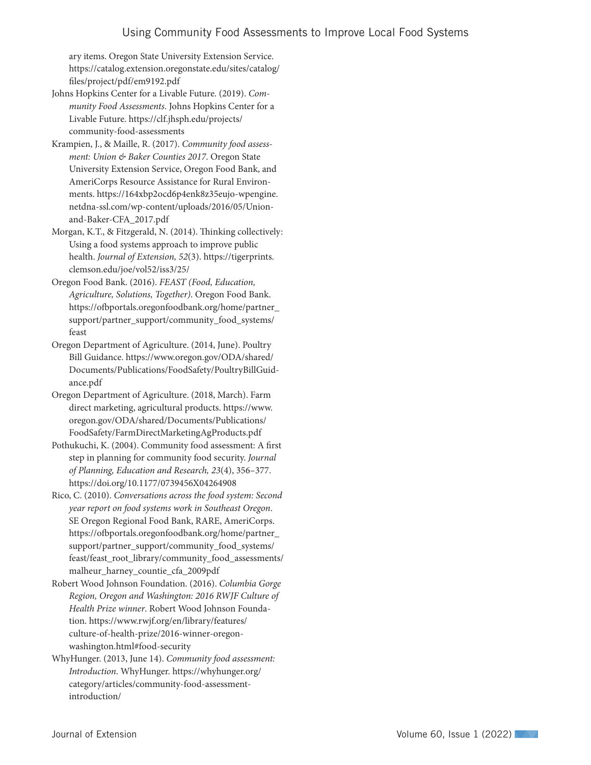ary items. Oregon State University Extension Service. https://catalog.extension.oregonstate.edu/sites/catalog/files/project/pdf/em9192.pdf

Johns Hopkins Center for a Livable Future. (2019). *Community Food Assessments*. Johns Hopkins Center for a Livable Future. https://clf.jhsph.edu/projects/community-food-assessments

Krampien, J., & Maille, R. (2017). *Community food assessment: Union & Baker Counties 2017*. Oregon State University Extension Service, Oregon Food Bank, and AmeriCorps Resource Assistance for Rural Environments. https://164xbp2ocd6p4enk8z35eujo-wpengine.netdna-ssl.com/wp-content/uploads/2016/05/Union-and-Baker-CFA_2017.pdf

Morgan, K.T., & Fitzgerald, N. (2014). Thinking collectively: Using a food systems approach to improve public health. *Journal of Extension, 52*(3). https://tigerprints.clemson.edu/joe/vol52/iss3/25/

Oregon Food Bank. (2016). *FEAST (Food, Education, Agriculture, Solutions, Together)*. Oregon Food Bank. https://ofbportals.oregonfoodbank.org/home/partner_support/partner_support/community_food_systems/feast

Oregon Department of Agriculture. (2014, June). Poultry Bill Guidance. https://www.oregon.gov/ODA/shared/Documents/Publications/FoodSafety/PoultryBillGuidance.pdf

Oregon Department of Agriculture. (2018, March). Farm direct marketing, agricultural products. https://www.oregon.gov/ODA/shared/Documents/Publications/FoodSafety/FarmDirectMarketingAgProducts.pdf

Pothukuchi, K. (2004). Community food assessment: A first step in planning for community food security. *Journal of Planning, Education and Research, 23*(4), 356–377. https://doi.org/10.1177/0739456X04264908

Rico, C. (2010). *Conversations across the food system: Second year report on food systems work in Southeast Oregon*. SE Oregon Regional Food Bank, RARE, AmeriCorps. https://ofbportals.oregonfoodbank.org/home/partner_support/partner_support/community_food_systems/feast/feast_root_library/community_food_assessments/malheur_harney_countie_cfa_2009pdf

Robert Wood Johnson Foundation. (2016). *Columbia Gorge Region, Oregon and Washington: 2016 RWJF Culture of Health Prize winner*. Robert Wood Johnson Foundation. https://www.rwjf.org/en/library/features/culture-of-health-prize/2016-winner-oregon-washington.html#food-security

WhyHunger. (2013, June 14). *Community food assessment: Introduction*. WhyHunger. https://whyhunger.org/category/articles/community-food-assessment-introduction/